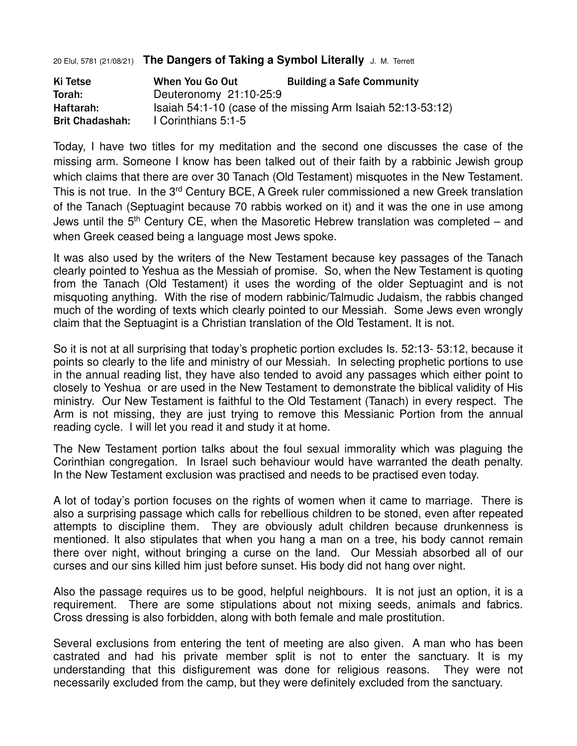20 Elul, 5781 (21/08/21) **The Dangers of Taking a Symbol Literally** J. M. Terrett

| | | |
|---|---|---|
| **Ki Tetse** | **When You Go Out** | **Building a Safe Community** |
| **Torah:** | Deuteronomy 21:10-25:9 | |
| **Haftarah:** | Isaiah 54:1-10 (case of the missing Arm Isaiah 52:13-53:12) | |
| **Brit Chadashah:** | I Corinthians 5:1-5 | |

Today, I have two titles for my meditation and the second one discusses the case of the missing arm. Someone I know has been talked out of their faith by a rabbinic Jewish group which claims that there are over 30 Tanach (Old Testament) misquotes in the New Testament. This is not true. In the 3rd Century BCE, A Greek ruler commissioned a new Greek translation of the Tanach (Septuagint because 70 rabbis worked on it) and it was the one in use among Jews until the 5th Century CE, when the Masoretic Hebrew translation was completed – and when Greek ceased being a language most Jews spoke.

It was also used by the writers of the New Testament because key passages of the Tanach clearly pointed to Yeshua as the Messiah of promise. So, when the New Testament is quoting from the Tanach (Old Testament) it uses the wording of the older Septuagint and is not misquoting anything. With the rise of modern rabbinic/Talmudic Judaism, the rabbis changed much of the wording of texts which clearly pointed to our Messiah. Some Jews even wrongly claim that the Septuagint is a Christian translation of the Old Testament. It is not.

So it is not at all surprising that today's prophetic portion excludes Is. 52:13- 53:12, because it points so clearly to the life and ministry of our Messiah. In selecting prophetic portions to use in the annual reading list, they have also tended to avoid any passages which either point to closely to Yeshua or are used in the New Testament to demonstrate the biblical validity of His ministry. Our New Testament is faithful to the Old Testament (Tanach) in every respect. The Arm is not missing, they are just trying to remove this Messianic Portion from the annual reading cycle. I will let you read it and study it at home.

The New Testament portion talks about the foul sexual immorality which was plaguing the Corinthian congregation. In Israel such behaviour would have warranted the death penalty. In the New Testament exclusion was practised and needs to be practised even today.

A lot of today's portion focuses on the rights of women when it came to marriage. There is also a surprising passage which calls for rebellious children to be stoned, even after repeated attempts to discipline them. They are obviously adult children because drunkenness is mentioned. It also stipulates that when you hang a man on a tree, his body cannot remain there over night, without bringing a curse on the land. Our Messiah absorbed all of our curses and our sins killed him just before sunset. His body did not hang over night.

Also the passage requires us to be good, helpful neighbours. It is not just an option, it is a requirement. There are some stipulations about not mixing seeds, animals and fabrics. Cross dressing is also forbidden, along with both female and male prostitution.

Several exclusions from entering the tent of meeting are also given. A man who has been castrated and had his private member split is not to enter the sanctuary. It is my understanding that this disfigurement was done for religious reasons. They were not necessarily excluded from the camp, but they were definitely excluded from the sanctuary.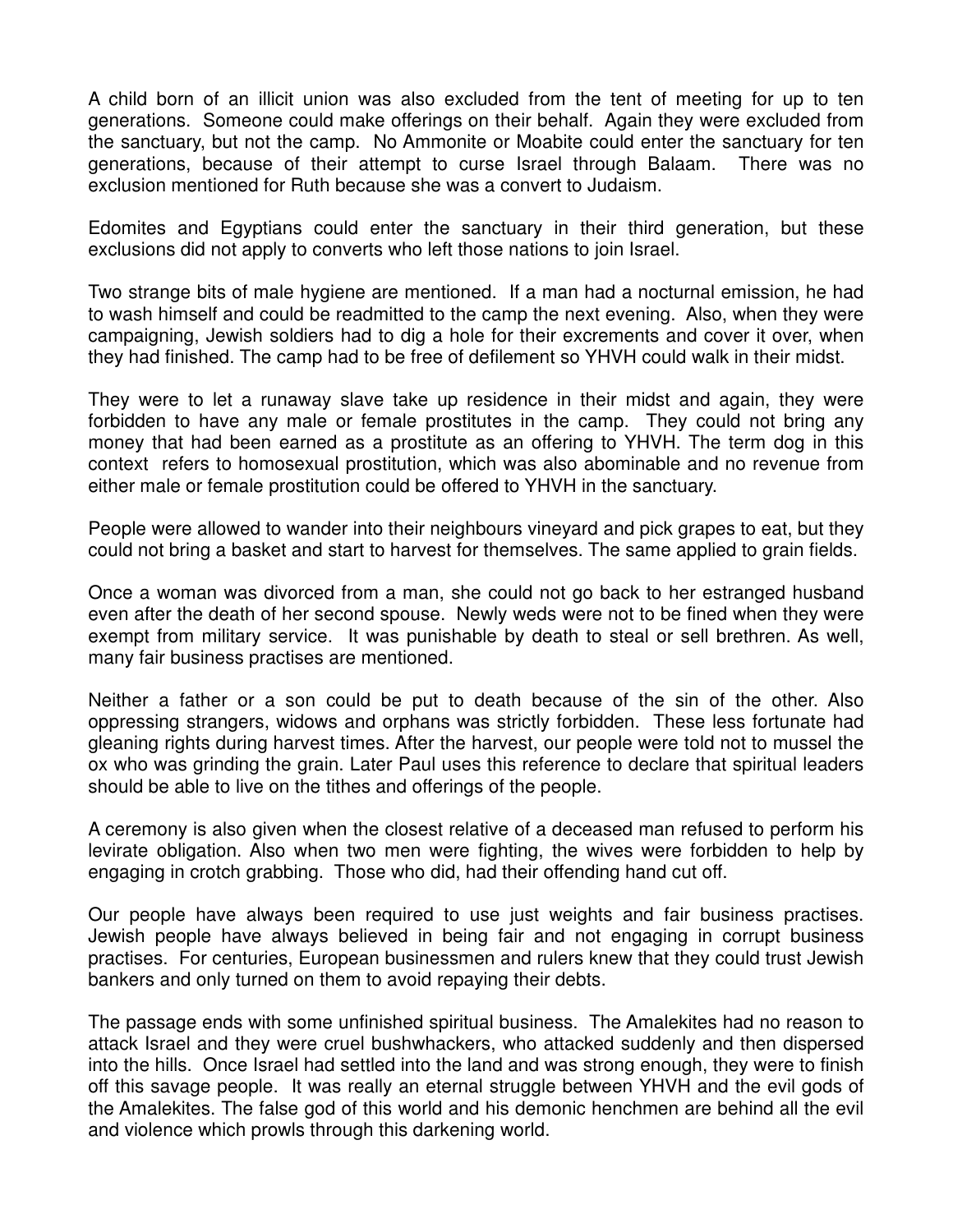A child born of an illicit union was also excluded from the tent of meeting for up to ten generations. Someone could make offerings on their behalf. Again they were excluded from the sanctuary, but not the camp. No Ammonite or Moabite could enter the sanctuary for ten generations, because of their attempt to curse Israel through Balaam. There was no exclusion mentioned for Ruth because she was a convert to Judaism.

Edomites and Egyptians could enter the sanctuary in their third generation, but these exclusions did not apply to converts who left those nations to join Israel.

Two strange bits of male hygiene are mentioned. If a man had a nocturnal emission, he had to wash himself and could be readmitted to the camp the next evening. Also, when they were campaigning, Jewish soldiers had to dig a hole for their excrements and cover it over, when they had finished. The camp had to be free of defilement so YHVH could walk in their midst.

They were to let a runaway slave take up residence in their midst and again, they were forbidden to have any male or female prostitutes in the camp. They could not bring any money that had been earned as a prostitute as an offering to YHVH. The term dog in this context refers to homosexual prostitution, which was also abominable and no revenue from either male or female prostitution could be offered to YHVH in the sanctuary.

People were allowed to wander into their neighbours vineyard and pick grapes to eat, but they could not bring a basket and start to harvest for themselves. The same applied to grain fields.

Once a woman was divorced from a man, she could not go back to her estranged husband even after the death of her second spouse. Newly weds were not to be fined when they were exempt from military service. It was punishable by death to steal or sell brethren. As well, many fair business practises are mentioned.

Neither a father or a son could be put to death because of the sin of the other. Also oppressing strangers, widows and orphans was strictly forbidden. These less fortunate had gleaning rights during harvest times. After the harvest, our people were told not to mussel the ox who was grinding the grain. Later Paul uses this reference to declare that spiritual leaders should be able to live on the tithes and offerings of the people.

A ceremony is also given when the closest relative of a deceased man refused to perform his levirate obligation. Also when two men were fighting, the wives were forbidden to help by engaging in crotch grabbing. Those who did, had their offending hand cut off.

Our people have always been required to use just weights and fair business practises. Jewish people have always believed in being fair and not engaging in corrupt business practises. For centuries, European businessmen and rulers knew that they could trust Jewish bankers and only turned on them to avoid repaying their debts.

The passage ends with some unfinished spiritual business. The Amalekites had no reason to attack Israel and they were cruel bushwhackers, who attacked suddenly and then dispersed into the hills. Once Israel had settled into the land and was strong enough, they were to finish off this savage people. It was really an eternal struggle between YHVH and the evil gods of the Amalekites. The false god of this world and his demonic henchmen are behind all the evil and violence which prowls through this darkening world.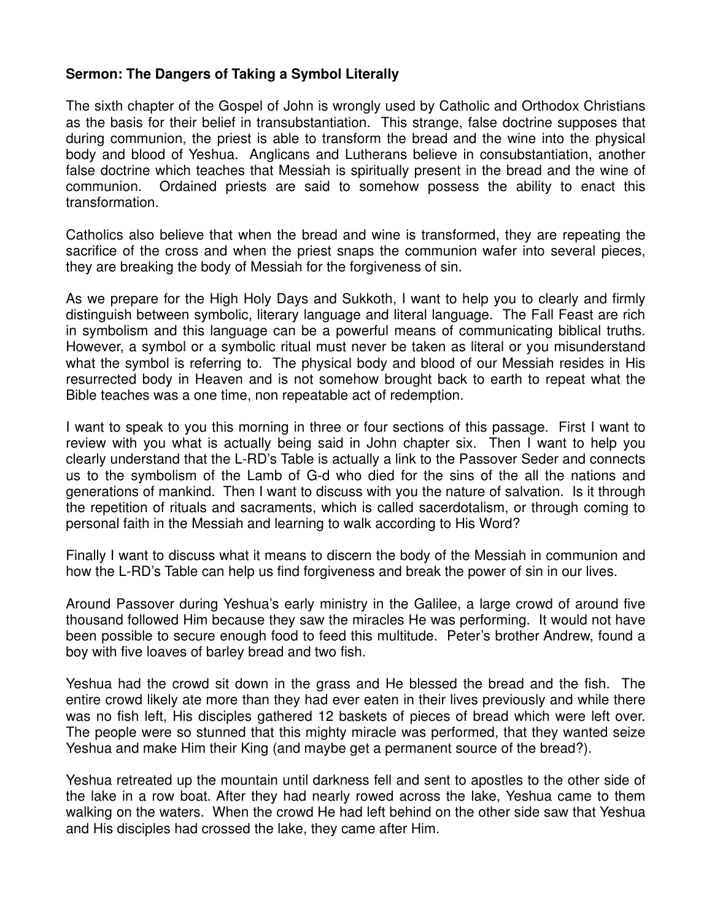**Sermon: The Dangers of Taking a Symbol Literally**

The sixth chapter of the Gospel of John is wrongly used by Catholic and Orthodox Christians as the basis for their belief in transubstantiation. This strange, false doctrine supposes that during communion, the priest is able to transform the bread and the wine into the physical body and blood of Yeshua. Anglicans and Lutherans believe in consubstantiation, another false doctrine which teaches that Messiah is spiritually present in the bread and the wine of communion. Ordained priests are said to somehow possess the ability to enact this transformation.

Catholics also believe that when the bread and wine is transformed, they are repeating the sacrifice of the cross and when the priest snaps the communion wafer into several pieces, they are breaking the body of Messiah for the forgiveness of sin.

As we prepare for the High Holy Days and Sukkoth, I want to help you to clearly and firmly distinguish between symbolic, literary language and literal language. The Fall Feast are rich in symbolism and this language can be a powerful means of communicating biblical truths. However, a symbol or a symbolic ritual must never be taken as literal or you misunderstand what the symbol is referring to. The physical body and blood of our Messiah resides in His resurrected body in Heaven and is not somehow brought back to earth to repeat what the Bible teaches was a one time, non repeatable act of redemption.

I want to speak to you this morning in three or four sections of this passage. First I want to review with you what is actually being said in John chapter six. Then I want to help you clearly understand that the L-RD's Table is actually a link to the Passover Seder and connects us to the symbolism of the Lamb of G-d who died for the sins of the all the nations and generations of mankind. Then I want to discuss with you the nature of salvation. Is it through the repetition of rituals and sacraments, which is called sacerdotalism, or through coming to personal faith in the Messiah and learning to walk according to His Word?

Finally I want to discuss what it means to discern the body of the Messiah in communion and how the L-RD's Table can help us find forgiveness and break the power of sin in our lives.

Around Passover during Yeshua's early ministry in the Galilee, a large crowd of around five thousand followed Him because they saw the miracles He was performing. It would not have been possible to secure enough food to feed this multitude. Peter's brother Andrew, found a boy with five loaves of barley bread and two fish.

Yeshua had the crowd sit down in the grass and He blessed the bread and the fish. The entire crowd likely ate more than they had ever eaten in their lives previously and while there was no fish left, His disciples gathered 12 baskets of pieces of bread which were left over. The people were so stunned that this mighty miracle was performed, that they wanted seize Yeshua and make Him their King (and maybe get a permanent source of the bread?).

Yeshua retreated up the mountain until darkness fell and sent to apostles to the other side of the lake in a row boat. After they had nearly rowed across the lake, Yeshua came to them walking on the waters. When the crowd He had left behind on the other side saw that Yeshua and His disciples had crossed the lake, they came after Him.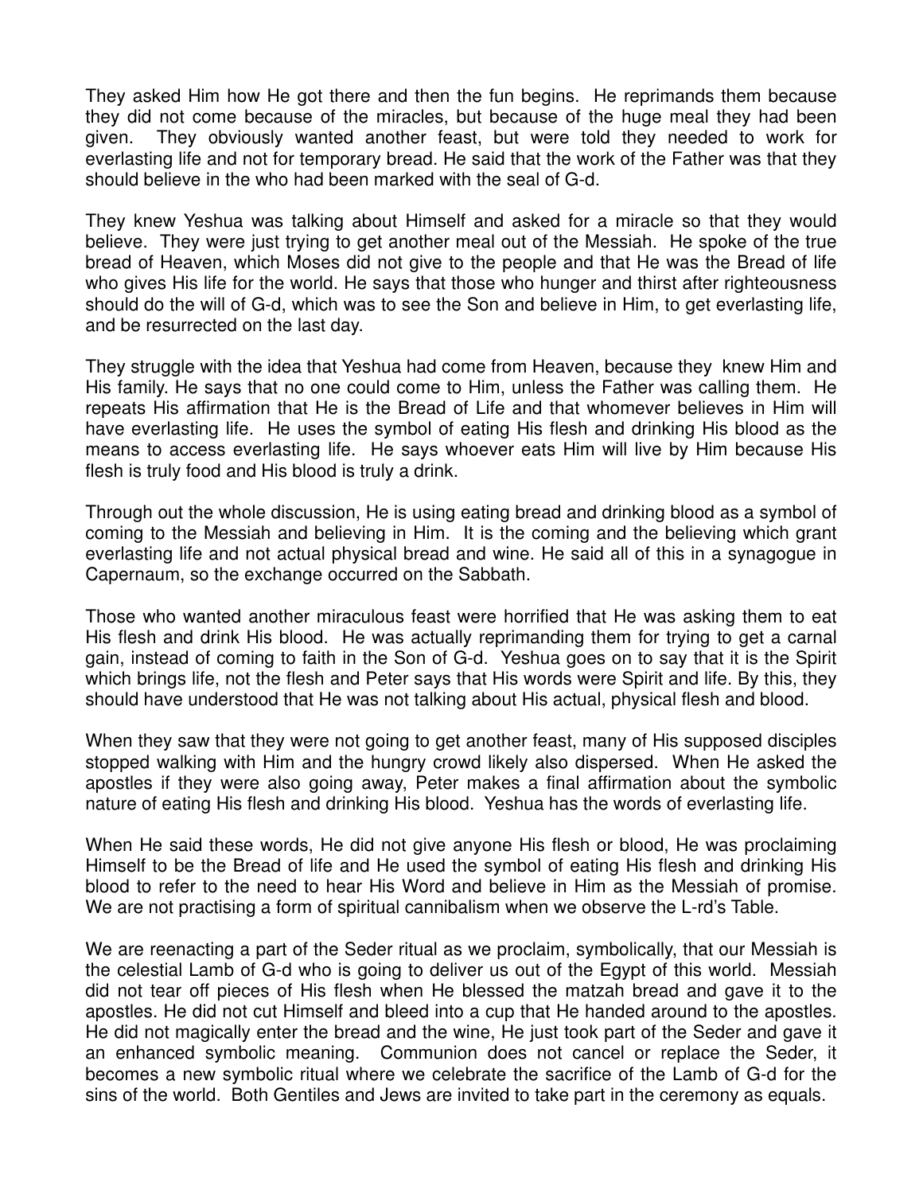They asked Him how He got there and then the fun begins. He reprimands them because they did not come because of the miracles, but because of the huge meal they had been given. They obviously wanted another feast, but were told they needed to work for everlasting life and not for temporary bread. He said that the work of the Father was that they should believe in the who had been marked with the seal of G-d.

They knew Yeshua was talking about Himself and asked for a miracle so that they would believe. They were just trying to get another meal out of the Messiah. He spoke of the true bread of Heaven, which Moses did not give to the people and that He was the Bread of life who gives His life for the world. He says that those who hunger and thirst after righteousness should do the will of G-d, which was to see the Son and believe in Him, to get everlasting life, and be resurrected on the last day.

They struggle with the idea that Yeshua had come from Heaven, because they knew Him and His family. He says that no one could come to Him, unless the Father was calling them. He repeats His affirmation that He is the Bread of Life and that whomever believes in Him will have everlasting life. He uses the symbol of eating His flesh and drinking His blood as the means to access everlasting life. He says whoever eats Him will live by Him because His flesh is truly food and His blood is truly a drink.

Through out the whole discussion, He is using eating bread and drinking blood as a symbol of coming to the Messiah and believing in Him. It is the coming and the believing which grant everlasting life and not actual physical bread and wine. He said all of this in a synagogue in Capernaum, so the exchange occurred on the Sabbath.

Those who wanted another miraculous feast were horrified that He was asking them to eat His flesh and drink His blood. He was actually reprimanding them for trying to get a carnal gain, instead of coming to faith in the Son of G-d. Yeshua goes on to say that it is the Spirit which brings life, not the flesh and Peter says that His words were Spirit and life. By this, they should have understood that He was not talking about His actual, physical flesh and blood.

When they saw that they were not going to get another feast, many of His supposed disciples stopped walking with Him and the hungry crowd likely also dispersed. When He asked the apostles if they were also going away, Peter makes a final affirmation about the symbolic nature of eating His flesh and drinking His blood. Yeshua has the words of everlasting life.

When He said these words, He did not give anyone His flesh or blood, He was proclaiming Himself to be the Bread of life and He used the symbol of eating His flesh and drinking His blood to refer to the need to hear His Word and believe in Him as the Messiah of promise. We are not practising a form of spiritual cannibalism when we observe the L-rd's Table.

We are reenacting a part of the Seder ritual as we proclaim, symbolically, that our Messiah is the celestial Lamb of G-d who is going to deliver us out of the Egypt of this world. Messiah did not tear off pieces of His flesh when He blessed the matzah bread and gave it to the apostles. He did not cut Himself and bleed into a cup that He handed around to the apostles. He did not magically enter the bread and the wine, He just took part of the Seder and gave it an enhanced symbolic meaning. Communion does not cancel or replace the Seder, it becomes a new symbolic ritual where we celebrate the sacrifice of the Lamb of G-d for the sins of the world. Both Gentiles and Jews are invited to take part in the ceremony as equals.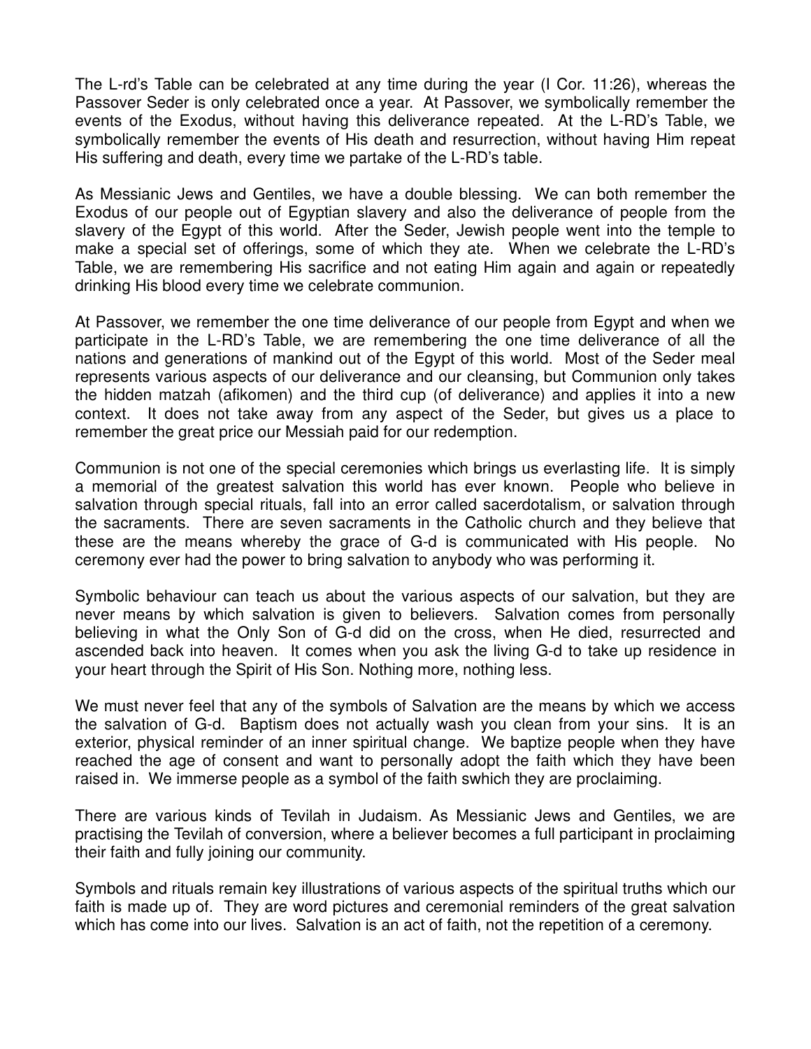The L-rd's Table can be celebrated at any time during the year (I Cor. 11:26), whereas the Passover Seder is only celebrated once a year. At Passover, we symbolically remember the events of the Exodus, without having this deliverance repeated. At the L-RD's Table, we symbolically remember the events of His death and resurrection, without having Him repeat His suffering and death, every time we partake of the L-RD's table.

As Messianic Jews and Gentiles, we have a double blessing. We can both remember the Exodus of our people out of Egyptian slavery and also the deliverance of people from the slavery of the Egypt of this world. After the Seder, Jewish people went into the temple to make a special set of offerings, some of which they ate. When we celebrate the L-RD's Table, we are remembering His sacrifice and not eating Him again and again or repeatedly drinking His blood every time we celebrate communion.

At Passover, we remember the one time deliverance of our people from Egypt and when we participate in the L-RD's Table, we are remembering the one time deliverance of all the nations and generations of mankind out of the Egypt of this world. Most of the Seder meal represents various aspects of our deliverance and our cleansing, but Communion only takes the hidden matzah (afikomen) and the third cup (of deliverance) and applies it into a new context. It does not take away from any aspect of the Seder, but gives us a place to remember the great price our Messiah paid for our redemption.

Communion is not one of the special ceremonies which brings us everlasting life. It is simply a memorial of the greatest salvation this world has ever known. People who believe in salvation through special rituals, fall into an error called sacerdotalism, or salvation through the sacraments. There are seven sacraments in the Catholic church and they believe that these are the means whereby the grace of G-d is communicated with His people. No ceremony ever had the power to bring salvation to anybody who was performing it.

Symbolic behaviour can teach us about the various aspects of our salvation, but they are never means by which salvation is given to believers. Salvation comes from personally believing in what the Only Son of G-d did on the cross, when He died, resurrected and ascended back into heaven. It comes when you ask the living G-d to take up residence in your heart through the Spirit of His Son. Nothing more, nothing less.

We must never feel that any of the symbols of Salvation are the means by which we access the salvation of G-d. Baptism does not actually wash you clean from your sins. It is an exterior, physical reminder of an inner spiritual change. We baptize people when they have reached the age of consent and want to personally adopt the faith which they have been raised in. We immerse people as a symbol of the faith swhich they are proclaiming.

There are various kinds of Tevilah in Judaism. As Messianic Jews and Gentiles, we are practising the Tevilah of conversion, where a believer becomes a full participant in proclaiming their faith and fully joining our community.

Symbols and rituals remain key illustrations of various aspects of the spiritual truths which our faith is made up of. They are word pictures and ceremonial reminders of the great salvation which has come into our lives. Salvation is an act of faith, not the repetition of a ceremony.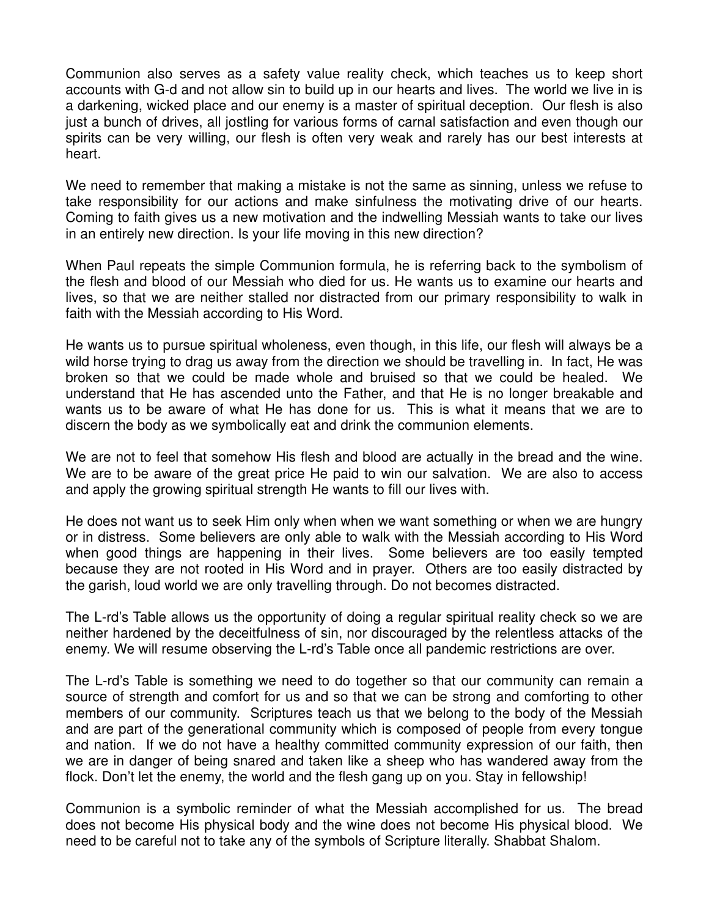Communion also serves as a safety value reality check, which teaches us to keep short accounts with G-d and not allow sin to build up in our hearts and lives. The world we live in is a darkening, wicked place and our enemy is a master of spiritual deception. Our flesh is also just a bunch of drives, all jostling for various forms of carnal satisfaction and even though our spirits can be very willing, our flesh is often very weak and rarely has our best interests at heart.

We need to remember that making a mistake is not the same as sinning, unless we refuse to take responsibility for our actions and make sinfulness the motivating drive of our hearts. Coming to faith gives us a new motivation and the indwelling Messiah wants to take our lives in an entirely new direction. Is your life moving in this new direction?

When Paul repeats the simple Communion formula, he is referring back to the symbolism of the flesh and blood of our Messiah who died for us. He wants us to examine our hearts and lives, so that we are neither stalled nor distracted from our primary responsibility to walk in faith with the Messiah according to His Word.

He wants us to pursue spiritual wholeness, even though, in this life, our flesh will always be a wild horse trying to drag us away from the direction we should be travelling in. In fact, He was broken so that we could be made whole and bruised so that we could be healed. We understand that He has ascended unto the Father, and that He is no longer breakable and wants us to be aware of what He has done for us. This is what it means that we are to discern the body as we symbolically eat and drink the communion elements.

We are not to feel that somehow His flesh and blood are actually in the bread and the wine. We are to be aware of the great price He paid to win our salvation. We are also to access and apply the growing spiritual strength He wants to fill our lives with.

He does not want us to seek Him only when when we want something or when we are hungry or in distress. Some believers are only able to walk with the Messiah according to His Word when good things are happening in their lives. Some believers are too easily tempted because they are not rooted in His Word and in prayer. Others are too easily distracted by the garish, loud world we are only travelling through. Do not becomes distracted.

The L-rd's Table allows us the opportunity of doing a regular spiritual reality check so we are neither hardened by the deceitfulness of sin, nor discouraged by the relentless attacks of the enemy. We will resume observing the L-rd's Table once all pandemic restrictions are over.

The L-rd's Table is something we need to do together so that our community can remain a source of strength and comfort for us and so that we can be strong and comforting to other members of our community. Scriptures teach us that we belong to the body of the Messiah and are part of the generational community which is composed of people from every tongue and nation. If we do not have a healthy committed community expression of our faith, then we are in danger of being snared and taken like a sheep who has wandered away from the flock. Don't let the enemy, the world and the flesh gang up on you. Stay in fellowship!

Communion is a symbolic reminder of what the Messiah accomplished for us. The bread does not become His physical body and the wine does not become His physical blood. We need to be careful not to take any of the symbols of Scripture literally. Shabbat Shalom.